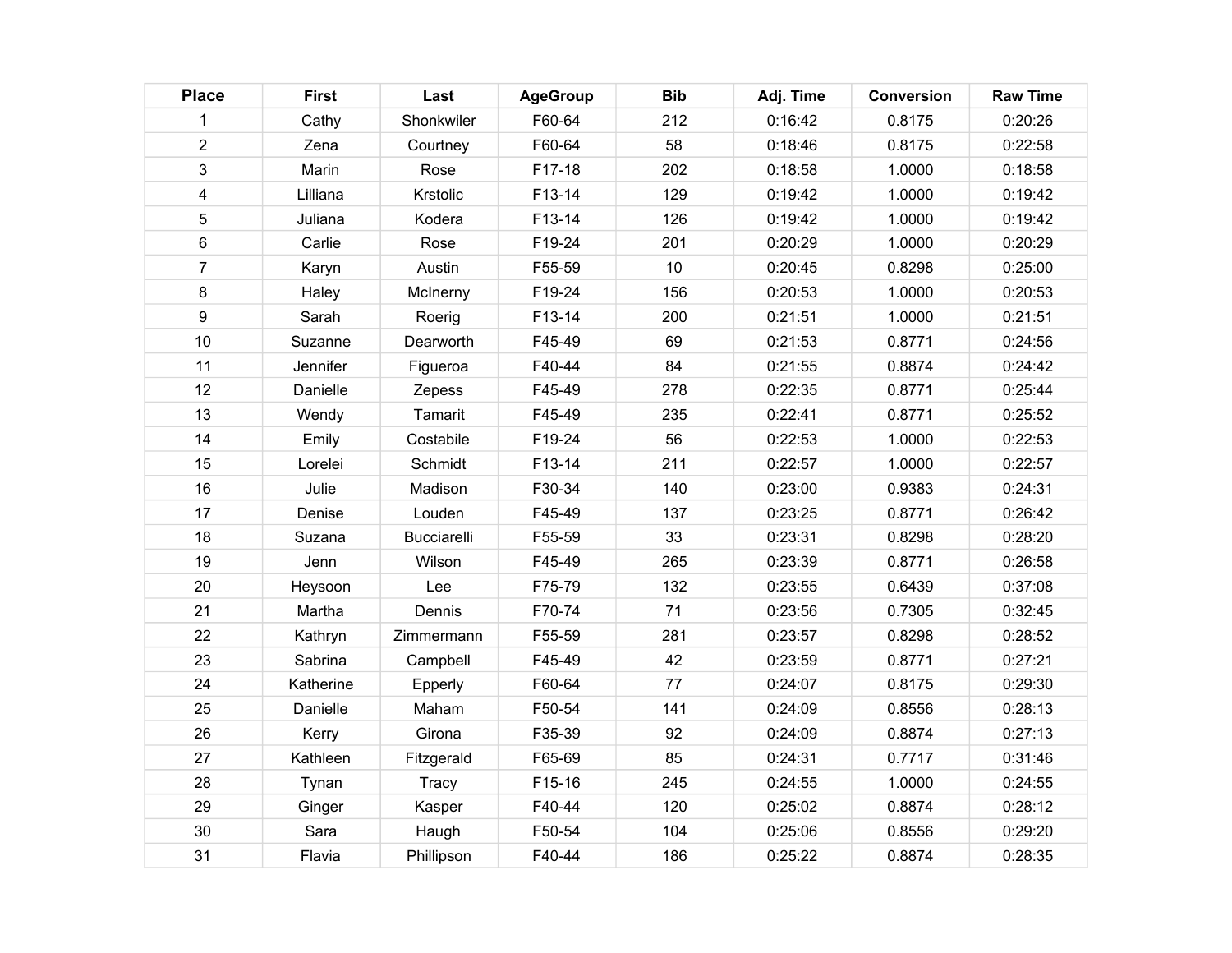| Place | First | Last | AgeGroup | Bib | Adj. Time | Conversion | Raw Time |
|---|---|---|---|---|---|---|---|
| 1 | Cathy | Shonkwiler | F60-64 | 212 | 0:16:42 | 0.8175 | 0:20:26 |
| 2 | Zena | Courtney | F60-64 | 58 | 0:18:46 | 0.8175 | 0:22:58 |
| 3 | Marin | Rose | F17-18 | 202 | 0:18:58 | 1.0000 | 0:18:58 |
| 4 | Lilliana | Krstolic | F13-14 | 129 | 0:19:42 | 1.0000 | 0:19:42 |
| 5 | Juliana | Kodera | F13-14 | 126 | 0:19:42 | 1.0000 | 0:19:42 |
| 6 | Carlie | Rose | F19-24 | 201 | 0:20:29 | 1.0000 | 0:20:29 |
| 7 | Karyn | Austin | F55-59 | 10 | 0:20:45 | 0.8298 | 0:25:00 |
| 8 | Haley | McInerny | F19-24 | 156 | 0:20:53 | 1.0000 | 0:20:53 |
| 9 | Sarah | Roerig | F13-14 | 200 | 0:21:51 | 1.0000 | 0:21:51 |
| 10 | Suzanne | Dearworth | F45-49 | 69 | 0:21:53 | 0.8771 | 0:24:56 |
| 11 | Jennifer | Figueroa | F40-44 | 84 | 0:21:55 | 0.8874 | 0:24:42 |
| 12 | Danielle | Zepess | F45-49 | 278 | 0:22:35 | 0.8771 | 0:25:44 |
| 13 | Wendy | Tamarit | F45-49 | 235 | 0:22:41 | 0.8771 | 0:25:52 |
| 14 | Emily | Costabile | F19-24 | 56 | 0:22:53 | 1.0000 | 0:22:53 |
| 15 | Lorelei | Schmidt | F13-14 | 211 | 0:22:57 | 1.0000 | 0:22:57 |
| 16 | Julie | Madison | F30-34 | 140 | 0:23:00 | 0.9383 | 0:24:31 |
| 17 | Denise | Louden | F45-49 | 137 | 0:23:25 | 0.8771 | 0:26:42 |
| 18 | Suzana | Bucciarelli | F55-59 | 33 | 0:23:31 | 0.8298 | 0:28:20 |
| 19 | Jenn | Wilson | F45-49 | 265 | 0:23:39 | 0.8771 | 0:26:58 |
| 20 | Heysoon | Lee | F75-79 | 132 | 0:23:55 | 0.6439 | 0:37:08 |
| 21 | Martha | Dennis | F70-74 | 71 | 0:23:56 | 0.7305 | 0:32:45 |
| 22 | Kathryn | Zimmermann | F55-59 | 281 | 0:23:57 | 0.8298 | 0:28:52 |
| 23 | Sabrina | Campbell | F45-49 | 42 | 0:23:59 | 0.8771 | 0:27:21 |
| 24 | Katherine | Epperly | F60-64 | 77 | 0:24:07 | 0.8175 | 0:29:30 |
| 25 | Danielle | Maham | F50-54 | 141 | 0:24:09 | 0.8556 | 0:28:13 |
| 26 | Kerry | Girona | F35-39 | 92 | 0:24:09 | 0.8874 | 0:27:13 |
| 27 | Kathleen | Fitzgerald | F65-69 | 85 | 0:24:31 | 0.7717 | 0:31:46 |
| 28 | Tynan | Tracy | F15-16 | 245 | 0:24:55 | 1.0000 | 0:24:55 |
| 29 | Ginger | Kasper | F40-44 | 120 | 0:25:02 | 0.8874 | 0:28:12 |
| 30 | Sara | Haugh | F50-54 | 104 | 0:25:06 | 0.8556 | 0:29:20 |
| 31 | Flavia | Phillipson | F40-44 | 186 | 0:25:22 | 0.8874 | 0:28:35 |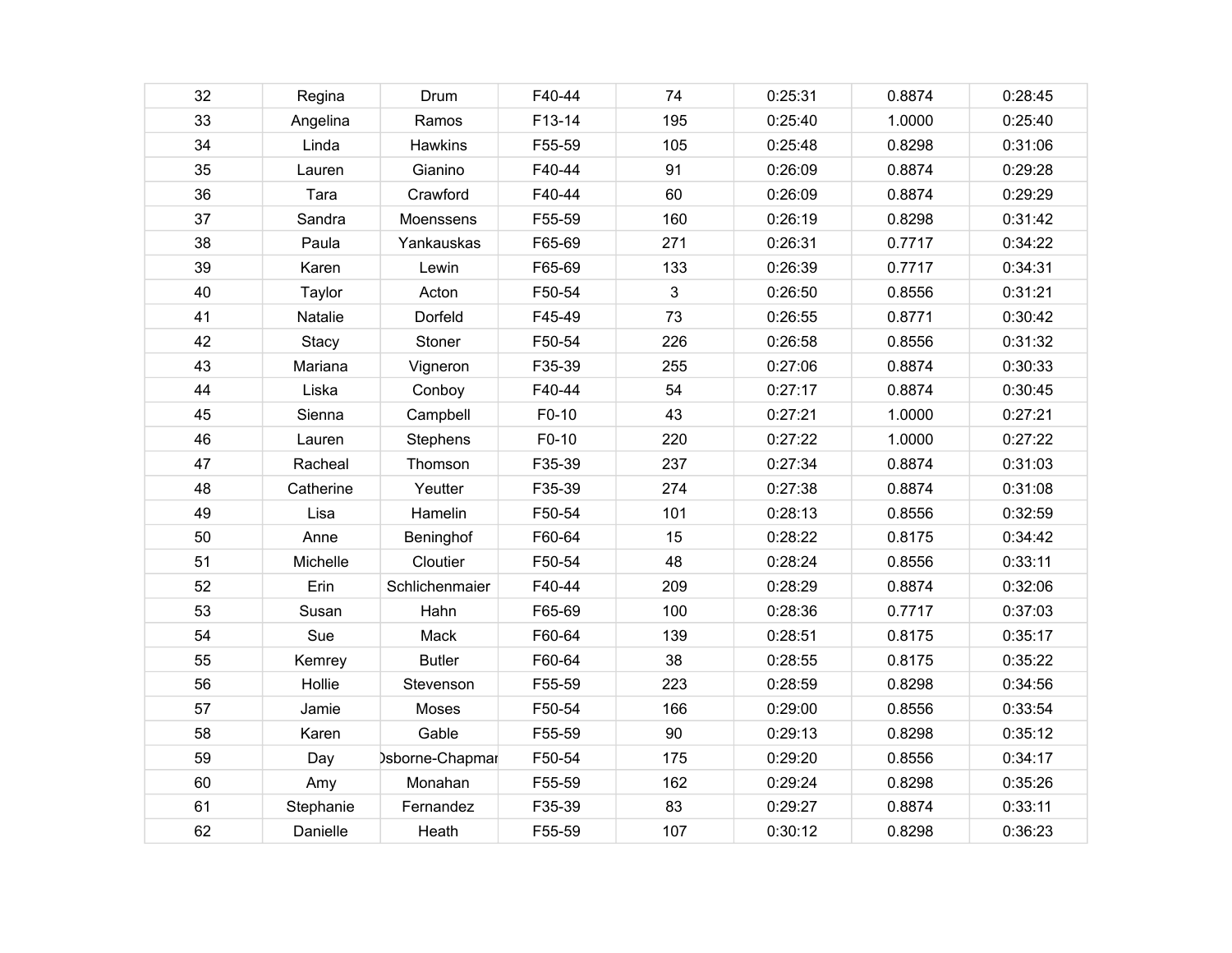| | | | | | | | |
|---|---|---|---|---|---|---|---|
| 32 | Regina | Drum | F40-44 | 74 | 0:25:31 | 0.8874 | 0:28:45 |
| 33 | Angelina | Ramos | F13-14 | 195 | 0:25:40 | 1.0000 | 0:25:40 |
| 34 | Linda | Hawkins | F55-59 | 105 | 0:25:48 | 0.8298 | 0:31:06 |
| 35 | Lauren | Gianino | F40-44 | 91 | 0:26:09 | 0.8874 | 0:29:28 |
| 36 | Tara | Crawford | F40-44 | 60 | 0:26:09 | 0.8874 | 0:29:29 |
| 37 | Sandra | Moenssens | F55-59 | 160 | 0:26:19 | 0.8298 | 0:31:42 |
| 38 | Paula | Yankauskas | F65-69 | 271 | 0:26:31 | 0.7717 | 0:34:22 |
| 39 | Karen | Lewin | F65-69 | 133 | 0:26:39 | 0.7717 | 0:34:31 |
| 40 | Taylor | Acton | F50-54 | 3 | 0:26:50 | 0.8556 | 0:31:21 |
| 41 | Natalie | Dorfeld | F45-49 | 73 | 0:26:55 | 0.8771 | 0:30:42 |
| 42 | Stacy | Stoner | F50-54 | 226 | 0:26:58 | 0.8556 | 0:31:32 |
| 43 | Mariana | Vigneron | F35-39 | 255 | 0:27:06 | 0.8874 | 0:30:33 |
| 44 | Liska | Conboy | F40-44 | 54 | 0:27:17 | 0.8874 | 0:30:45 |
| 45 | Sienna | Campbell | F0-10 | 43 | 0:27:21 | 1.0000 | 0:27:21 |
| 46 | Lauren | Stephens | F0-10 | 220 | 0:27:22 | 1.0000 | 0:27:22 |
| 47 | Racheal | Thomson | F35-39 | 237 | 0:27:34 | 0.8874 | 0:31:03 |
| 48 | Catherine | Yeutter | F35-39 | 274 | 0:27:38 | 0.8874 | 0:31:08 |
| 49 | Lisa | Hamelin | F50-54 | 101 | 0:28:13 | 0.8556 | 0:32:59 |
| 50 | Anne | Beninghof | F60-64 | 15 | 0:28:22 | 0.8175 | 0:34:42 |
| 51 | Michelle | Cloutier | F50-54 | 48 | 0:28:24 | 0.8556 | 0:33:11 |
| 52 | Erin | Schlichenmaier | F40-44 | 209 | 0:28:29 | 0.8874 | 0:32:06 |
| 53 | Susan | Hahn | F65-69 | 100 | 0:28:36 | 0.7717 | 0:37:03 |
| 54 | Sue | Mack | F60-64 | 139 | 0:28:51 | 0.8175 | 0:35:17 |
| 55 | Kemrey | Butler | F60-64 | 38 | 0:28:55 | 0.8175 | 0:35:22 |
| 56 | Hollie | Stevenson | F55-59 | 223 | 0:28:59 | 0.8298 | 0:34:56 |
| 57 | Jamie | Moses | F50-54 | 166 | 0:29:00 | 0.8556 | 0:33:54 |
| 58 | Karen | Gable | F55-59 | 90 | 0:29:13 | 0.8298 | 0:35:12 |
| 59 | Day | Osborne-Chapman | F50-54 | 175 | 0:29:20 | 0.8556 | 0:34:17 |
| 60 | Amy | Monahan | F55-59 | 162 | 0:29:24 | 0.8298 | 0:35:26 |
| 61 | Stephanie | Fernandez | F35-39 | 83 | 0:29:27 | 0.8874 | 0:33:11 |
| 62 | Danielle | Heath | F55-59 | 107 | 0:30:12 | 0.8298 | 0:36:23 |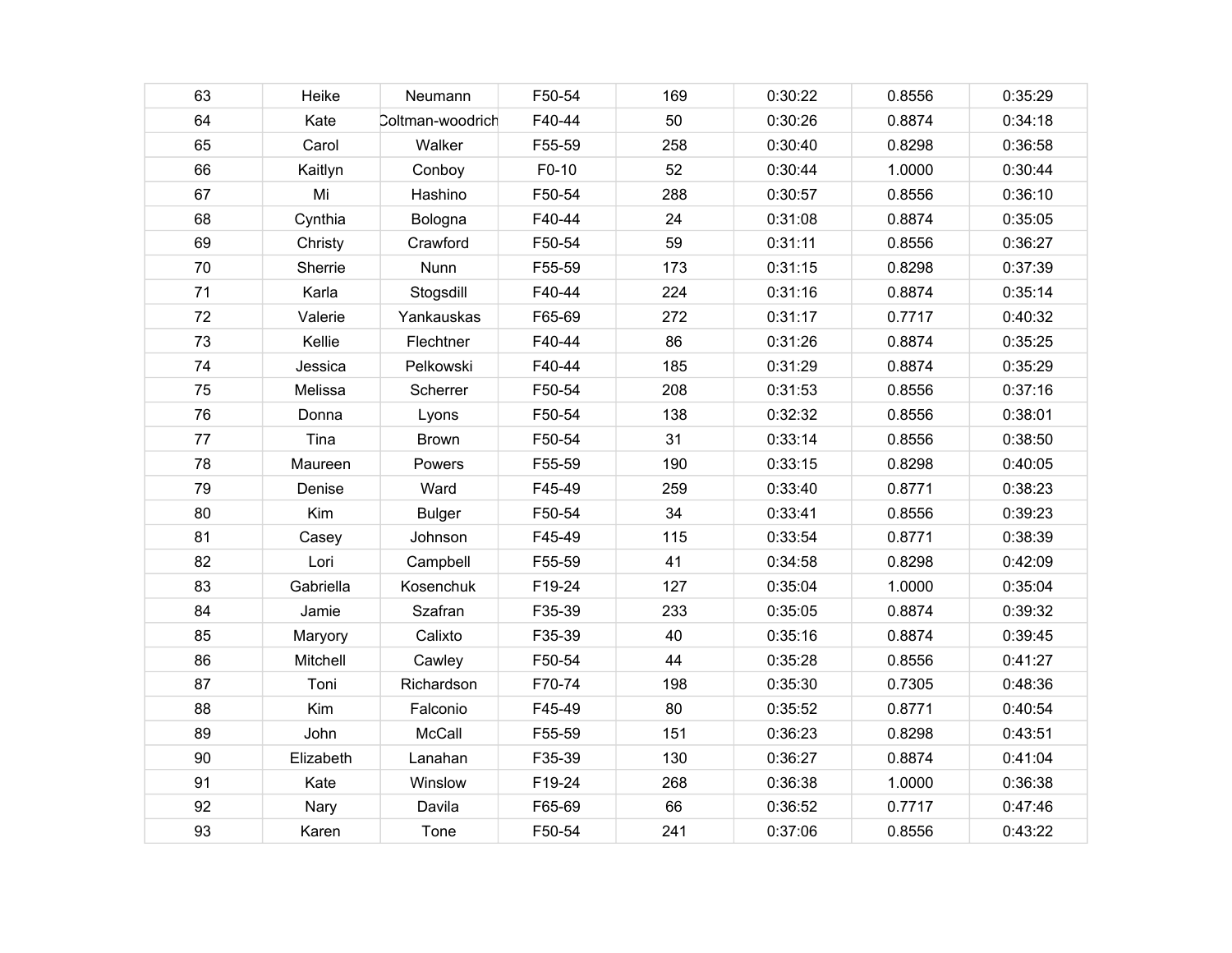| 63 | Heike | Neumann | F50-54 | 169 | 0:30:22 | 0.8556 | 0:35:29 |
|---|---|---|---|---|---|---|---|
| 64 | Kate | Coltman-woodrich | F40-44 | 50 | 0:30:26 | 0.8874 | 0:34:18 |
| 65 | Carol | Walker | F55-59 | 258 | 0:30:40 | 0.8298 | 0:36:58 |
| 66 | Kaitlyn | Conboy | F0-10 | 52 | 0:30:44 | 1.0000 | 0:30:44 |
| 67 | Mi | Hashino | F50-54 | 288 | 0:30:57 | 0.8556 | 0:36:10 |
| 68 | Cynthia | Bologna | F40-44 | 24 | 0:31:08 | 0.8874 | 0:35:05 |
| 69 | Christy | Crawford | F50-54 | 59 | 0:31:11 | 0.8556 | 0:36:27 |
| 70 | Sherrie | Nunn | F55-59 | 173 | 0:31:15 | 0.8298 | 0:37:39 |
| 71 | Karla | Stogsdill | F40-44 | 224 | 0:31:16 | 0.8874 | 0:35:14 |
| 72 | Valerie | Yankauskas | F65-69 | 272 | 0:31:17 | 0.7717 | 0:40:32 |
| 73 | Kellie | Flechtner | F40-44 | 86 | 0:31:26 | 0.8874 | 0:35:25 |
| 74 | Jessica | Pelkowski | F40-44 | 185 | 0:31:29 | 0.8874 | 0:35:29 |
| 75 | Melissa | Scherrer | F50-54 | 208 | 0:31:53 | 0.8556 | 0:37:16 |
| 76 | Donna | Lyons | F50-54 | 138 | 0:32:32 | 0.8556 | 0:38:01 |
| 77 | Tina | Brown | F50-54 | 31 | 0:33:14 | 0.8556 | 0:38:50 |
| 78 | Maureen | Powers | F55-59 | 190 | 0:33:15 | 0.8298 | 0:40:05 |
| 79 | Denise | Ward | F45-49 | 259 | 0:33:40 | 0.8771 | 0:38:23 |
| 80 | Kim | Bulger | F50-54 | 34 | 0:33:41 | 0.8556 | 0:39:23 |
| 81 | Casey | Johnson | F45-49 | 115 | 0:33:54 | 0.8771 | 0:38:39 |
| 82 | Lori | Campbell | F55-59 | 41 | 0:34:58 | 0.8298 | 0:42:09 |
| 83 | Gabriella | Kosenchuk | F19-24 | 127 | 0:35:04 | 1.0000 | 0:35:04 |
| 84 | Jamie | Szafran | F35-39 | 233 | 0:35:05 | 0.8874 | 0:39:32 |
| 85 | Maryory | Calixto | F35-39 | 40 | 0:35:16 | 0.8874 | 0:39:45 |
| 86 | Mitchell | Cawley | F50-54 | 44 | 0:35:28 | 0.8556 | 0:41:27 |
| 87 | Toni | Richardson | F70-74 | 198 | 0:35:30 | 0.7305 | 0:48:36 |
| 88 | Kim | Falconio | F45-49 | 80 | 0:35:52 | 0.8771 | 0:40:54 |
| 89 | John | McCall | F55-59 | 151 | 0:36:23 | 0.8298 | 0:43:51 |
| 90 | Elizabeth | Lanahan | F35-39 | 130 | 0:36:27 | 0.8874 | 0:41:04 |
| 91 | Kate | Winslow | F19-24 | 268 | 0:36:38 | 1.0000 | 0:36:38 |
| 92 | Nary | Davila | F65-69 | 66 | 0:36:52 | 0.7717 | 0:47:46 |
| 93 | Karen | Tone | F50-54 | 241 | 0:37:06 | 0.8556 | 0:43:22 |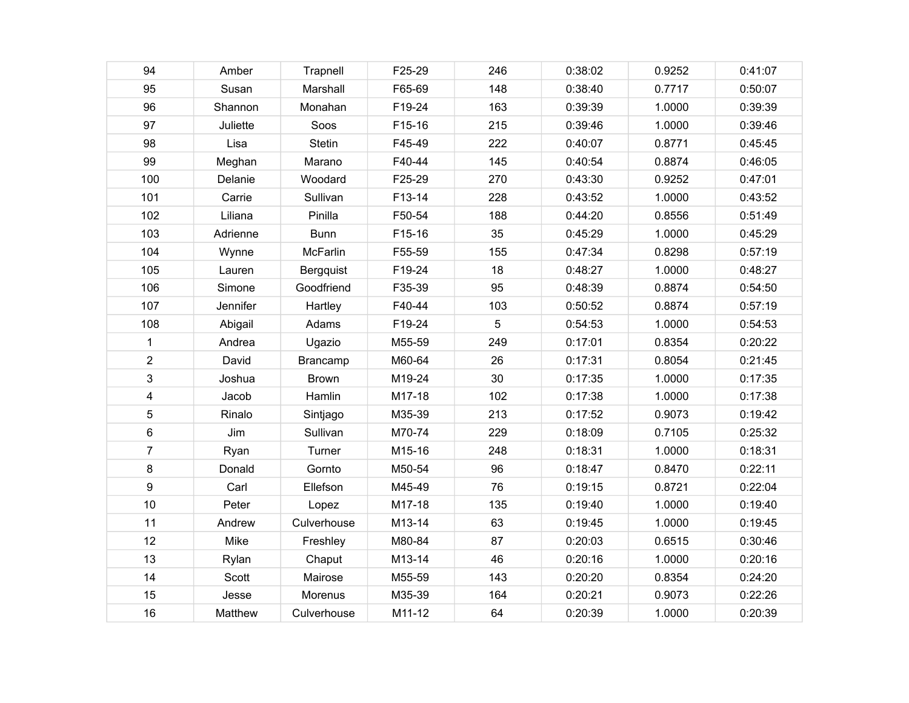| | | | | | | | |
|---|---|---|---|---|---|---|---|
| 94 | Amber | Trapnell | F25-29 | 246 | 0:38:02 | 0.9252 | 0:41:07 |
| 95 | Susan | Marshall | F65-69 | 148 | 0:38:40 | 0.7717 | 0:50:07 |
| 96 | Shannon | Monahan | F19-24 | 163 | 0:39:39 | 1.0000 | 0:39:39 |
| 97 | Juliette | Soos | F15-16 | 215 | 0:39:46 | 1.0000 | 0:39:46 |
| 98 | Lisa | Stetin | F45-49 | 222 | 0:40:07 | 0.8771 | 0:45:45 |
| 99 | Meghan | Marano | F40-44 | 145 | 0:40:54 | 0.8874 | 0:46:05 |
| 100 | Delanie | Woodard | F25-29 | 270 | 0:43:30 | 0.9252 | 0:47:01 |
| 101 | Carrie | Sullivan | F13-14 | 228 | 0:43:52 | 1.0000 | 0:43:52 |
| 102 | Liliana | Pinilla | F50-54 | 188 | 0:44:20 | 0.8556 | 0:51:49 |
| 103 | Adrienne | Bunn | F15-16 | 35 | 0:45:29 | 1.0000 | 0:45:29 |
| 104 | Wynne | McFarlin | F55-59 | 155 | 0:47:34 | 0.8298 | 0:57:19 |
| 105 | Lauren | Bergquist | F19-24 | 18 | 0:48:27 | 1.0000 | 0:48:27 |
| 106 | Simone | Goodfriend | F35-39 | 95 | 0:48:39 | 0.8874 | 0:54:50 |
| 107 | Jennifer | Hartley | F40-44 | 103 | 0:50:52 | 0.8874 | 0:57:19 |
| 108 | Abigail | Adams | F19-24 | 5 | 0:54:53 | 1.0000 | 0:54:53 |
| 1 | Andrea | Ugazio | M55-59 | 249 | 0:17:01 | 0.8354 | 0:20:22 |
| 2 | David | Brancamp | M60-64 | 26 | 0:17:31 | 0.8054 | 0:21:45 |
| 3 | Joshua | Brown | M19-24 | 30 | 0:17:35 | 1.0000 | 0:17:35 |
| 4 | Jacob | Hamlin | M17-18 | 102 | 0:17:38 | 1.0000 | 0:17:38 |
| 5 | Rinalo | Sintjago | M35-39 | 213 | 0:17:52 | 0.9073 | 0:19:42 |
| 6 | Jim | Sullivan | M70-74 | 229 | 0:18:09 | 0.7105 | 0:25:32 |
| 7 | Ryan | Turner | M15-16 | 248 | 0:18:31 | 1.0000 | 0:18:31 |
| 8 | Donald | Gornto | M50-54 | 96 | 0:18:47 | 0.8470 | 0:22:11 |
| 9 | Carl | Ellefson | M45-49 | 76 | 0:19:15 | 0.8721 | 0:22:04 |
| 10 | Peter | Lopez | M17-18 | 135 | 0:19:40 | 1.0000 | 0:19:40 |
| 11 | Andrew | Culverhouse | M13-14 | 63 | 0:19:45 | 1.0000 | 0:19:45 |
| 12 | Mike | Freshley | M80-84 | 87 | 0:20:03 | 0.6515 | 0:30:46 |
| 13 | Rylan | Chaput | M13-14 | 46 | 0:20:16 | 1.0000 | 0:20:16 |
| 14 | Scott | Mairose | M55-59 | 143 | 0:20:20 | 0.8354 | 0:24:20 |
| 15 | Jesse | Morenus | M35-39 | 164 | 0:20:21 | 0.9073 | 0:22:26 |
| 16 | Matthew | Culverhouse | M11-12 | 64 | 0:20:39 | 1.0000 | 0:20:39 |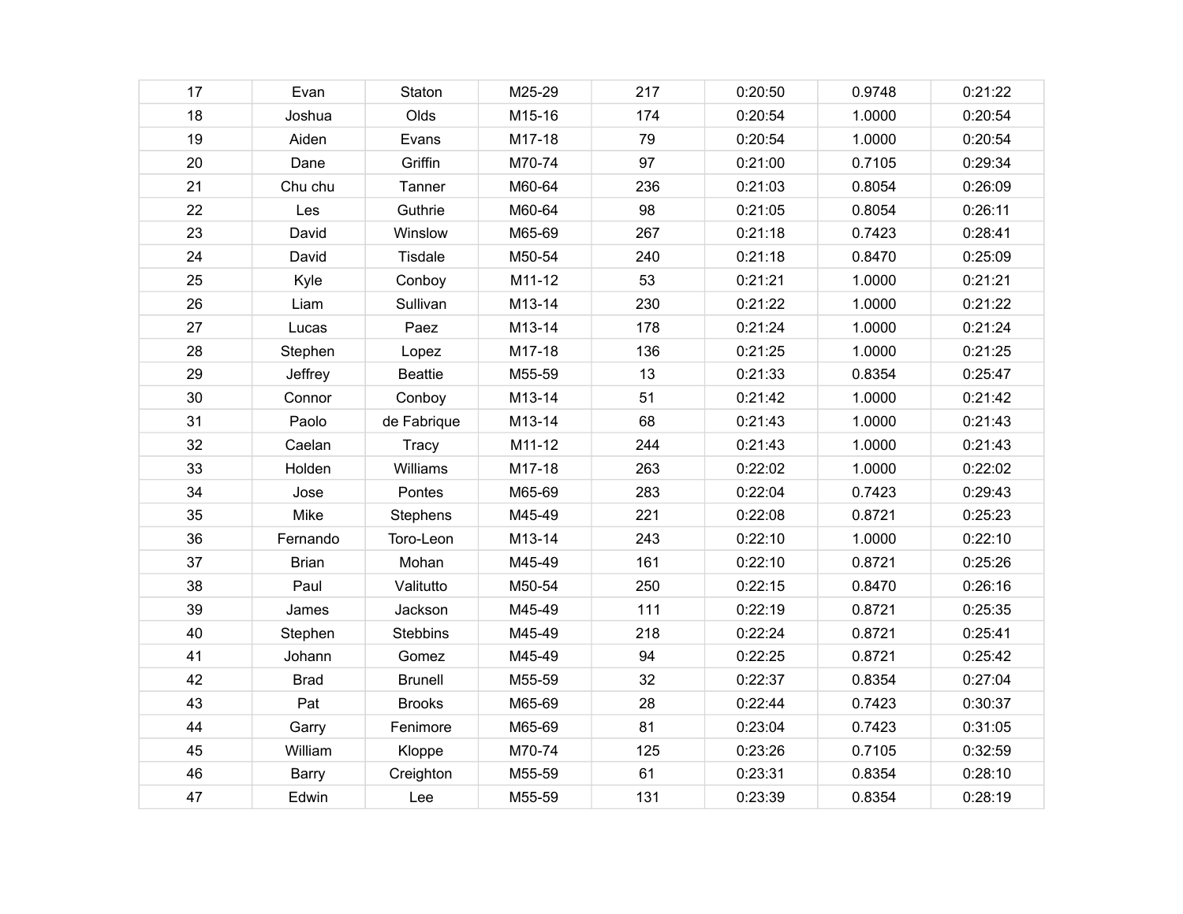| | | | | | | | |
|---|---|---|---|---|---|---|---|
| 17 | Evan | Staton | M25-29 | 217 | 0:20:50 | 0.9748 | 0:21:22 |
| 18 | Joshua | Olds | M15-16 | 174 | 0:20:54 | 1.0000 | 0:20:54 |
| 19 | Aiden | Evans | M17-18 | 79 | 0:20:54 | 1.0000 | 0:20:54 |
| 20 | Dane | Griffin | M70-74 | 97 | 0:21:00 | 0.7105 | 0:29:34 |
| 21 | Chu chu | Tanner | M60-64 | 236 | 0:21:03 | 0.8054 | 0:26:09 |
| 22 | Les | Guthrie | M60-64 | 98 | 0:21:05 | 0.8054 | 0:26:11 |
| 23 | David | Winslow | M65-69 | 267 | 0:21:18 | 0.7423 | 0:28:41 |
| 24 | David | Tisdale | M50-54 | 240 | 0:21:18 | 0.8470 | 0:25:09 |
| 25 | Kyle | Conboy | M11-12 | 53 | 0:21:21 | 1.0000 | 0:21:21 |
| 26 | Liam | Sullivan | M13-14 | 230 | 0:21:22 | 1.0000 | 0:21:22 |
| 27 | Lucas | Paez | M13-14 | 178 | 0:21:24 | 1.0000 | 0:21:24 |
| 28 | Stephen | Lopez | M17-18 | 136 | 0:21:25 | 1.0000 | 0:21:25 |
| 29 | Jeffrey | Beattie | M55-59 | 13 | 0:21:33 | 0.8354 | 0:25:47 |
| 30 | Connor | Conboy | M13-14 | 51 | 0:21:42 | 1.0000 | 0:21:42 |
| 31 | Paolo | de Fabrique | M13-14 | 68 | 0:21:43 | 1.0000 | 0:21:43 |
| 32 | Caelan | Tracy | M11-12 | 244 | 0:21:43 | 1.0000 | 0:21:43 |
| 33 | Holden | Williams | M17-18 | 263 | 0:22:02 | 1.0000 | 0:22:02 |
| 34 | Jose | Pontes | M65-69 | 283 | 0:22:04 | 0.7423 | 0:29:43 |
| 35 | Mike | Stephens | M45-49 | 221 | 0:22:08 | 0.8721 | 0:25:23 |
| 36 | Fernando | Toro-Leon | M13-14 | 243 | 0:22:10 | 1.0000 | 0:22:10 |
| 37 | Brian | Mohan | M45-49 | 161 | 0:22:10 | 0.8721 | 0:25:26 |
| 38 | Paul | Valitutto | M50-54 | 250 | 0:22:15 | 0.8470 | 0:26:16 |
| 39 | James | Jackson | M45-49 | 111 | 0:22:19 | 0.8721 | 0:25:35 |
| 40 | Stephen | Stebbins | M45-49 | 218 | 0:22:24 | 0.8721 | 0:25:41 |
| 41 | Johann | Gomez | M45-49 | 94 | 0:22:25 | 0.8721 | 0:25:42 |
| 42 | Brad | Brunell | M55-59 | 32 | 0:22:37 | 0.8354 | 0:27:04 |
| 43 | Pat | Brooks | M65-69 | 28 | 0:22:44 | 0.7423 | 0:30:37 |
| 44 | Garry | Fenimore | M65-69 | 81 | 0:23:04 | 0.7423 | 0:31:05 |
| 45 | William | Kloppe | M70-74 | 125 | 0:23:26 | 0.7105 | 0:32:59 |
| 46 | Barry | Creighton | M55-59 | 61 | 0:23:31 | 0.8354 | 0:28:10 |
| 47 | Edwin | Lee | M55-59 | 131 | 0:23:39 | 0.8354 | 0:28:19 |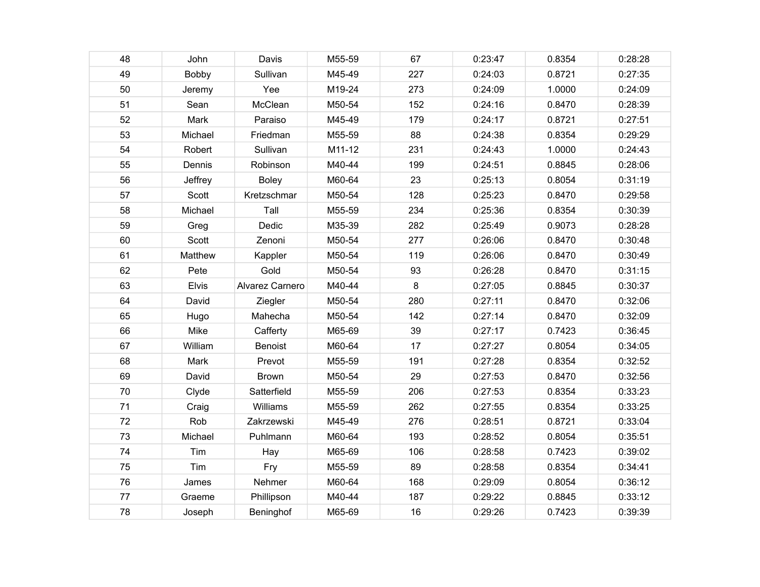| | | | | | | | |
|---|---|---|---|---|---|---|---|
| 48 | John | Davis | M55-59 | 67 | 0:23:47 | 0.8354 | 0:28:28 |
| 49 | Bobby | Sullivan | M45-49 | 227 | 0:24:03 | 0.8721 | 0:27:35 |
| 50 | Jeremy | Yee | M19-24 | 273 | 0:24:09 | 1.0000 | 0:24:09 |
| 51 | Sean | McClean | M50-54 | 152 | 0:24:16 | 0.8470 | 0:28:39 |
| 52 | Mark | Paraiso | M45-49 | 179 | 0:24:17 | 0.8721 | 0:27:51 |
| 53 | Michael | Friedman | M55-59 | 88 | 0:24:38 | 0.8354 | 0:29:29 |
| 54 | Robert | Sullivan | M11-12 | 231 | 0:24:43 | 1.0000 | 0:24:43 |
| 55 | Dennis | Robinson | M40-44 | 199 | 0:24:51 | 0.8845 | 0:28:06 |
| 56 | Jeffrey | Boley | M60-64 | 23 | 0:25:13 | 0.8054 | 0:31:19 |
| 57 | Scott | Kretzschmar | M50-54 | 128 | 0:25:23 | 0.8470 | 0:29:58 |
| 58 | Michael | Tall | M55-59 | 234 | 0:25:36 | 0.8354 | 0:30:39 |
| 59 | Greg | Dedic | M35-39 | 282 | 0:25:49 | 0.9073 | 0:28:28 |
| 60 | Scott | Zenoni | M50-54 | 277 | 0:26:06 | 0.8470 | 0:30:48 |
| 61 | Matthew | Kappler | M50-54 | 119 | 0:26:06 | 0.8470 | 0:30:49 |
| 62 | Pete | Gold | M50-54 | 93 | 0:26:28 | 0.8470 | 0:31:15 |
| 63 | Elvis | Alvarez Carnero | M40-44 | 8 | 0:27:05 | 0.8845 | 0:30:37 |
| 64 | David | Ziegler | M50-54 | 280 | 0:27:11 | 0.8470 | 0:32:06 |
| 65 | Hugo | Mahecha | M50-54 | 142 | 0:27:14 | 0.8470 | 0:32:09 |
| 66 | Mike | Cafferty | M65-69 | 39 | 0:27:17 | 0.7423 | 0:36:45 |
| 67 | William | Benoist | M60-64 | 17 | 0:27:27 | 0.8054 | 0:34:05 |
| 68 | Mark | Prevot | M55-59 | 191 | 0:27:28 | 0.8354 | 0:32:52 |
| 69 | David | Brown | M50-54 | 29 | 0:27:53 | 0.8470 | 0:32:56 |
| 70 | Clyde | Satterfield | M55-59 | 206 | 0:27:53 | 0.8354 | 0:33:23 |
| 71 | Craig | Williams | M55-59 | 262 | 0:27:55 | 0.8354 | 0:33:25 |
| 72 | Rob | Zakrzewski | M45-49 | 276 | 0:28:51 | 0.8721 | 0:33:04 |
| 73 | Michael | Puhlmann | M60-64 | 193 | 0:28:52 | 0.8054 | 0:35:51 |
| 74 | Tim | Hay | M65-69 | 106 | 0:28:58 | 0.7423 | 0:39:02 |
| 75 | Tim | Fry | M55-59 | 89 | 0:28:58 | 0.8354 | 0:34:41 |
| 76 | James | Nehmer | M60-64 | 168 | 0:29:09 | 0.8054 | 0:36:12 |
| 77 | Graeme | Phillipson | M40-44 | 187 | 0:29:22 | 0.8845 | 0:33:12 |
| 78 | Joseph | Beninghof | M65-69 | 16 | 0:29:26 | 0.7423 | 0:39:39 |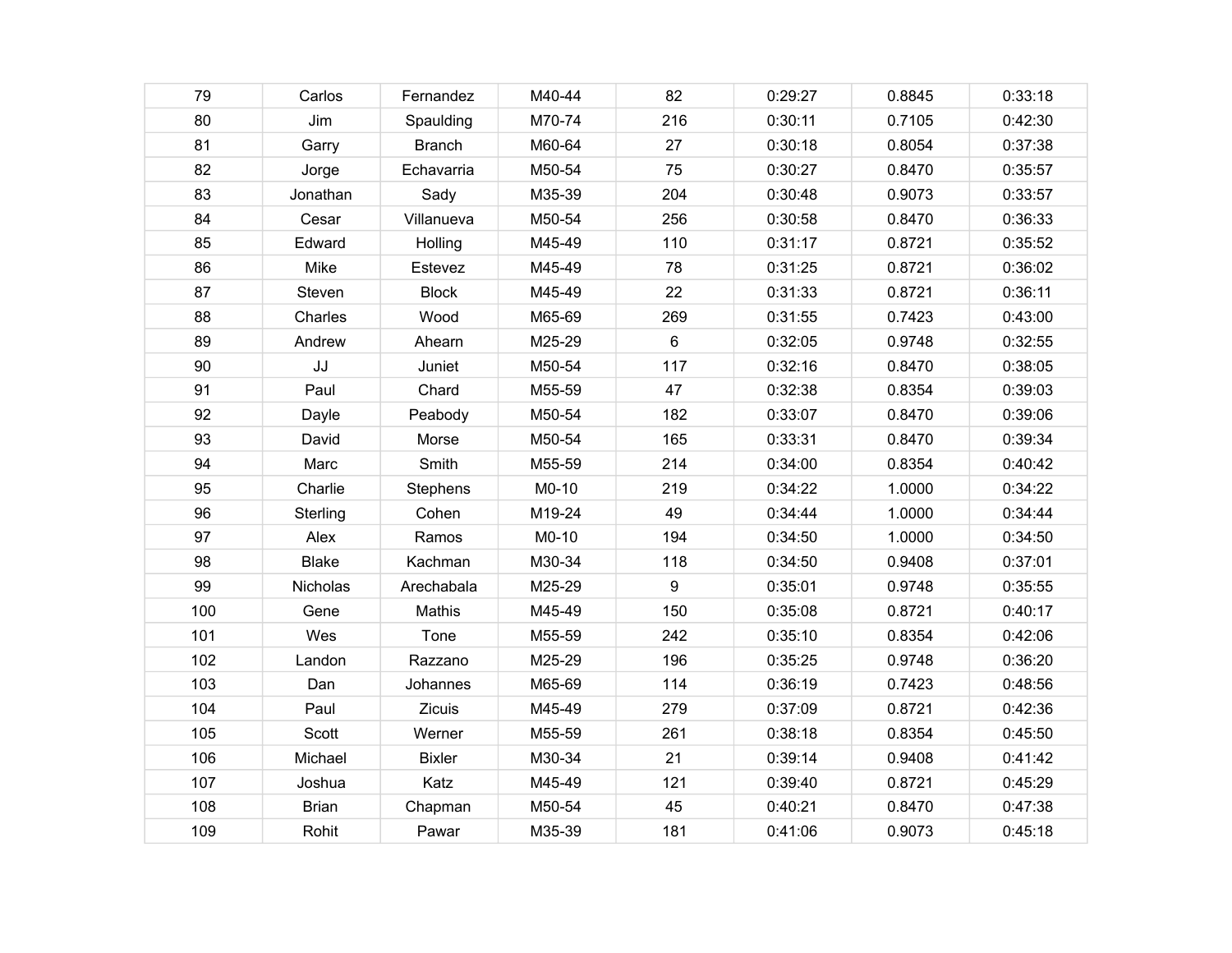| 79 | Carlos | Fernandez | M40-44 | 82 | 0:29:27 | 0.8845 | 0:33:18 |
|---|---|---|---|---|---|---|---|
| 80 | Jim | Spaulding | M70-74 | 216 | 0:30:11 | 0.7105 | 0:42:30 |
| 81 | Garry | Branch | M60-64 | 27 | 0:30:18 | 0.8054 | 0:37:38 |
| 82 | Jorge | Echavarria | M50-54 | 75 | 0:30:27 | 0.8470 | 0:35:57 |
| 83 | Jonathan | Sady | M35-39 | 204 | 0:30:48 | 0.9073 | 0:33:57 |
| 84 | Cesar | Villanueva | M50-54 | 256 | 0:30:58 | 0.8470 | 0:36:33 |
| 85 | Edward | Holling | M45-49 | 110 | 0:31:17 | 0.8721 | 0:35:52 |
| 86 | Mike | Estevez | M45-49 | 78 | 0:31:25 | 0.8721 | 0:36:02 |
| 87 | Steven | Block | M45-49 | 22 | 0:31:33 | 0.8721 | 0:36:11 |
| 88 | Charles | Wood | M65-69 | 269 | 0:31:55 | 0.7423 | 0:43:00 |
| 89 | Andrew | Ahearn | M25-29 | 6 | 0:32:05 | 0.9748 | 0:32:55 |
| 90 | JJ | Juniet | M50-54 | 117 | 0:32:16 | 0.8470 | 0:38:05 |
| 91 | Paul | Chard | M55-59 | 47 | 0:32:38 | 0.8354 | 0:39:03 |
| 92 | Dayle | Peabody | M50-54 | 182 | 0:33:07 | 0.8470 | 0:39:06 |
| 93 | David | Morse | M50-54 | 165 | 0:33:31 | 0.8470 | 0:39:34 |
| 94 | Marc | Smith | M55-59 | 214 | 0:34:00 | 0.8354 | 0:40:42 |
| 95 | Charlie | Stephens | M0-10 | 219 | 0:34:22 | 1.0000 | 0:34:22 |
| 96 | Sterling | Cohen | M19-24 | 49 | 0:34:44 | 1.0000 | 0:34:44 |
| 97 | Alex | Ramos | M0-10 | 194 | 0:34:50 | 1.0000 | 0:34:50 |
| 98 | Blake | Kachman | M30-34 | 118 | 0:34:50 | 0.9408 | 0:37:01 |
| 99 | Nicholas | Arechabala | M25-29 | 9 | 0:35:01 | 0.9748 | 0:35:55 |
| 100 | Gene | Mathis | M45-49 | 150 | 0:35:08 | 0.8721 | 0:40:17 |
| 101 | Wes | Tone | M55-59 | 242 | 0:35:10 | 0.8354 | 0:42:06 |
| 102 | Landon | Razzano | M25-29 | 196 | 0:35:25 | 0.9748 | 0:36:20 |
| 103 | Dan | Johannes | M65-69 | 114 | 0:36:19 | 0.7423 | 0:48:56 |
| 104 | Paul | Zicuis | M45-49 | 279 | 0:37:09 | 0.8721 | 0:42:36 |
| 105 | Scott | Werner | M55-59 | 261 | 0:38:18 | 0.8354 | 0:45:50 |
| 106 | Michael | Bixler | M30-34 | 21 | 0:39:14 | 0.9408 | 0:41:42 |
| 107 | Joshua | Katz | M45-49 | 121 | 0:39:40 | 0.8721 | 0:45:29 |
| 108 | Brian | Chapman | M50-54 | 45 | 0:40:21 | 0.8470 | 0:47:38 |
| 109 | Rohit | Pawar | M35-39 | 181 | 0:41:06 | 0.9073 | 0:45:18 |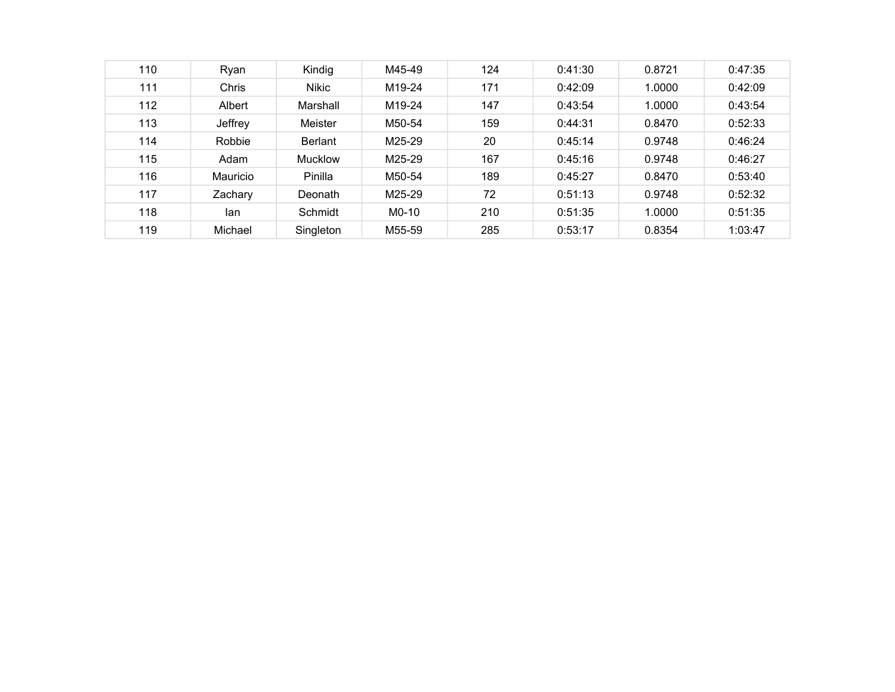| | | | | | | | |
|---|---|---|---|---|---|---|---|
| 110 | Ryan | Kindig | M45-49 | 124 | 0:41:30 | 0.8721 | 0:47:35 |
| 111 | Chris | Nikic | M19-24 | 171 | 0:42:09 | 1.0000 | 0:42:09 |
| 112 | Albert | Marshall | M19-24 | 147 | 0:43:54 | 1.0000 | 0:43:54 |
| 113 | Jeffrey | Meister | M50-54 | 159 | 0:44:31 | 0.8470 | 0:52:33 |
| 114 | Robbie | Berlant | M25-29 | 20 | 0:45:14 | 0.9748 | 0:46:24 |
| 115 | Adam | Mucklow | M25-29 | 167 | 0:45:16 | 0.9748 | 0:46:27 |
| 116 | Mauricio | Pinilla | M50-54 | 189 | 0:45:27 | 0.8470 | 0:53:40 |
| 117 | Zachary | Deonath | M25-29 | 72 | 0:51:13 | 0.9748 | 0:52:32 |
| 118 | Ian | Schmidt | M0-10 | 210 | 0:51:35 | 1.0000 | 0:51:35 |
| 119 | Michael | Singleton | M55-59 | 285 | 0:53:17 | 0.8354 | 1:03:47 |